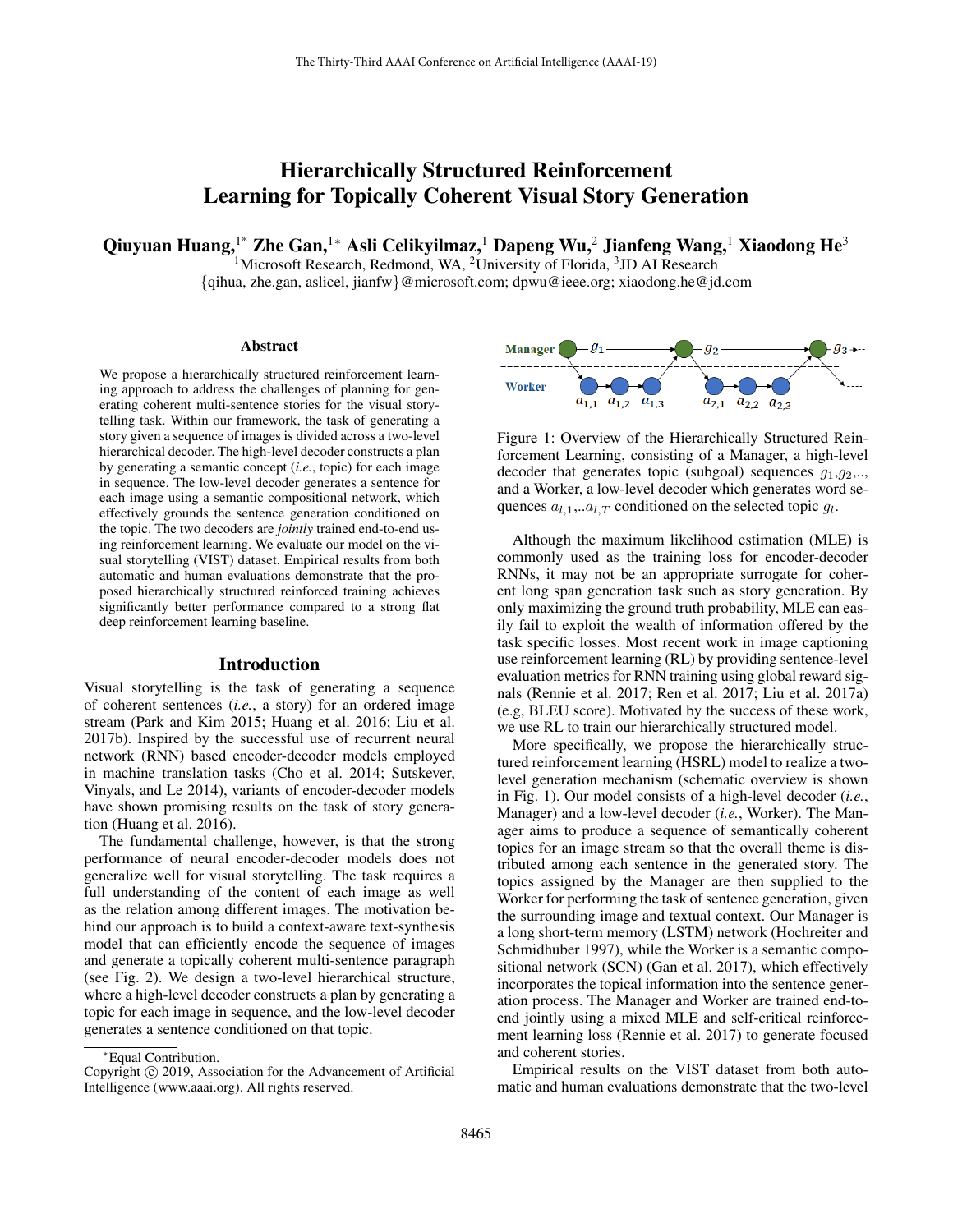# Hierarchically Structured Reinforcement Learning for Topically Coherent Visual Story Generation

**Qiuyuan Huang,[1*] Zhe Gan,[1*] Asli Celikyilmaz,[1] Dapeng Wu,[2] Jianfeng Wang,[1] Xiaodong He[3]**

[1]Microsoft Research, Redmond, WA, [2]University of Florida, [3]JD AI Research

{qihua, zhe.gan, aslicel, jianfw}@microsoft.com; dpwu@ieee.org; xiaodong.he@jd.com

## Abstract

We propose a hierarchically structured reinforcement learning approach to address the challenges of planning for generating coherent multi-sentence stories for the visual storytelling task. Within our framework, the task of generating a story given a sequence of images is divided across a two-level hierarchical decoder. The high-level decoder constructs a plan by generating a semantic concept (*i.e.*, topic) for each image in sequence. The low-level decoder generates a sentence for each image using a semantic compositional network, which effectively grounds the sentence generation conditioned on the topic. The two decoders are *jointly* trained end-to-end using reinforcement learning. We evaluate our model on the visual storytelling (VIST) dataset. Empirical results from both automatic and human evaluations demonstrate that the proposed hierarchically structured reinforced training achieves significantly better performance compared to a strong flat deep reinforcement learning baseline.

## Introduction

Visual storytelling is the task of generating a sequence of coherent sentences (*i.e.*, a story) for an ordered image stream (Park and Kim 2015; Huang et al. 2016; Liu et al. 2017b). Inspired by the successful use of recurrent neural network (RNN) based encoder-decoder models employed in machine translation tasks (Cho et al. 2014; Sutskever, Vinyals, and Le 2014), variants of encoder-decoder models have shown promising results on the task of story generation (Huang et al. 2016).

The fundamental challenge, however, is that the strong performance of neural encoder-decoder models does not generalize well for visual storytelling. The task requires a full understanding of the content of each image as well as the relation among different images. The motivation behind our approach is to build a context-aware text-synthesis model that can efficiently encode the sequence of images and generate a topically coherent multi-sentence paragraph (see Fig. 2). We design a two-level hierarchical structure, where a high-level decoder constructs a plan by generating a topic for each image in sequence, and the low-level decoder generates a sentence conditioned on that topic.

Figure 1: Overview of the Hierarchically Structured Reinforcement Learning, consisting of a Manager, a high-level decoder that generates topic (subgoal) sequences $g_1$,$g_2$,.., and a Worker, a low-level decoder which generates word sequences $a_{l,1}$,..$a_{l,T}$ conditioned on the selected topic $g_l$.

Although the maximum likelihood estimation (MLE) is commonly used as the training loss for encoder-decoder RNNs, it may not be an appropriate surrogate for coherent long span generation task such as story generation. By only maximizing the ground truth probability, MLE can easily fail to exploit the wealth of information offered by the task specific losses. Most recent work in image captioning use reinforcement learning (RL) by providing sentence-level evaluation metrics for RNN training using global reward signals (Rennie et al. 2017; Ren et al. 2017; Liu et al. 2017a) (e.g, BLEU score). Motivated by the success of these work, we use RL to train our hierarchically structured model.

More specifically, we propose the hierarchically structured reinforcement learning (HSRL) model to realize a two-level generation mechanism (schematic overview is shown in Fig. 1). Our model consists of a high-level decoder (*i.e.*, Manager) and a low-level decoder (*i.e.*, Worker). The Manager aims to produce a sequence of semantically coherent topics for an image stream so that the overall theme is distributed among each sentence in the generated story. The topics assigned by the Manager are then supplied to the Worker for performing the task of sentence generation, given the surrounding image and textual context. Our Manager is a long short-term memory (LSTM) network (Hochreiter and Schmidhuber 1997), while the Worker is a semantic compositional network (SCN) (Gan et al. 2017), which effectively incorporates the topical information into the sentence generation process. The Manager and Worker are trained end-to-end jointly using a mixed MLE and self-critical reinforcement learning loss (Rennie et al. 2017) to generate focused and coherent stories.

Empirical results on the VIST dataset from both automatic and human evaluations demonstrate that the two-level

*Equal Contribution.

Copyright © 2019, Association for the Advancement of Artificial Intelligence (www.aaai.org). All rights reserved.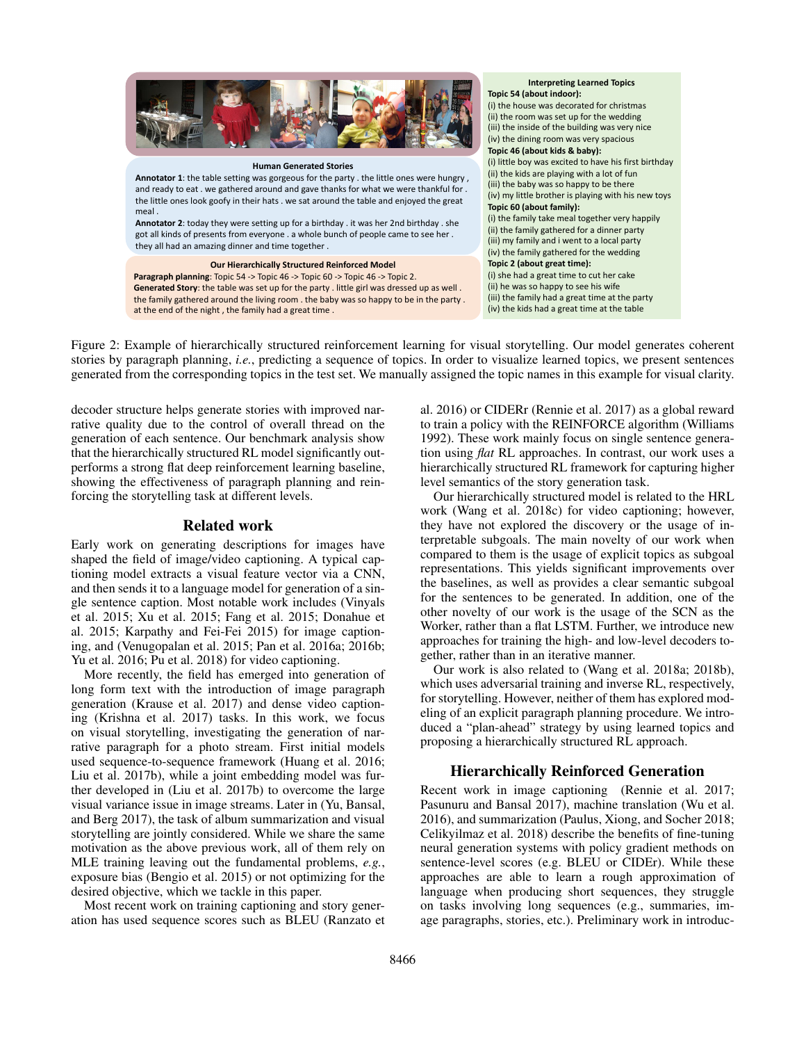**Human Generated Stories**

**Annotator 1**: the table setting was gorgeous for the party . the little ones were hungry , and ready to eat . we gathered around and gave thanks for what we were thankful for . the little ones look goofy in their hats . we sat around the table and enjoyed the great meal .

**Annotator 2**: today they were setting up for a birthday . it was her 2nd birthday . she got all kinds of presents from everyone . a whole bunch of people came to see her . they all had an amazing dinner and time together .

**Our Hierarchically Structured Reinforced Model**

**Paragraph planning**: Topic 54 -> Topic 46 -> Topic 60 -> Topic 46 -> Topic 2.

**Generated Story**: the table was set up for the party . little girl was dressed up as well . the family gathered around the table . the baby was so happy to be in the party . at the end of the night , the family had a great time .

**Interpreting Learned Topics**

**Topic 54 (about indoor):**
(i) the house was decorated for christmas
(ii) the room was set up for the wedding
(iii) the inside of the building was very nice
(iv) the dining room was very spacious

**Topic 46 (about kids & baby):**
(i) little boy was excited to have his first birthday
(ii) the kids are playing with a lot of fun
(iii) the baby was so happy to be there
(iv) my little brother is playing with his new toys

**Topic 60 (about family):**
(i) the family take meal together very happily
(ii) the family gathered for a dinner party
(iii) my family and i went to a local party
(iv) the family gathered for the wedding

**Topic 2 (about great time):**
(i) she had a great time to cut her cake
(ii) he was so happy to see his wife
(iii) the family had a great time at the party
(iv) the kids had a great time at the table

Figure 2: Example of hierarchically structured reinforcement learning for visual storytelling. Our model generates coherent stories by paragraph planning, *i.e.*, predicting a sequence of topics. In order to visualize learned topics, we present sentences generated from the corresponding topics in the test set. We manually assigned the topic names in this example for visual clarity.

decoder structure helps generate stories with improved narrative quality due to the control of overall thread on the generation of each sentence. Our benchmark analysis show that the hierarchically structured RL model significantly outperforms a strong flat deep reinforcement learning baseline, showing the effectiveness of paragraph planning and reinforcing the storytelling task at different levels.

## Related work

Early work on generating descriptions for images have shaped the field of image/video captioning. A typical captioning model extracts a visual feature vector via a CNN, and then sends it to a language model for generation of a single sentence caption. Most notable work includes (Vinyals et al. 2015; Xu et al. 2015; Fang et al. 2015; Donahue et al. 2015; Karpathy and Fei-Fei 2015) for image captioning, and (Venugopalan et al. 2015; Pan et al. 2016a; 2016b; Yu et al. 2016; Pu et al. 2018) for video captioning.

More recently, the field has emerged into generation of long form text with the introduction of image paragraph generation (Krause et al. 2017) and dense video captioning (Krishna et al. 2017) tasks. In this work, we focus on visual storytelling, investigating the generation of narrative paragraph for a photo stream. First initial models used sequence-to-sequence framework (Huang et al. 2016; Liu et al. 2017b), while a joint embedding model was further developed in (Liu et al. 2017b) to overcome the large visual variance issue in image streams. Later in (Yu, Bansal, and Berg 2017), the task of album summarization and visual storytelling are jointly considered. While we share the same motivation as the above previous work, all of them rely on MLE training leaving out the fundamental problems, *e.g.*, exposure bias (Bengio et al. 2015) or not optimizing for the desired objective, which we tackle in this paper.

Most recent work on training captioning and story generation has used sequence scores such as BLEU (Ranzato et al. 2016) or CIDErr (Rennie et al. 2017) as a global reward to train a policy with the REINFORCE algorithm (Williams 1992). These work mainly focus on single sentence generation using *flat* RL approaches. In contrast, our work uses a hierarchically structured RL framework for capturing higher level semantics of the story generation task.

Our hierarchically structured model is related to the HRL work (Wang et al. 2018c) for video captioning; however, they have not explored the discovery or the usage of interpretable subgoals. The main novelty of our work when compared to them is the usage of explicit topics as subgoal representations. This yields significant improvements over the baselines, as well as provides a clear semantic subgoal for the sentences to be generated. In addition, one of the other novelty of our work is the usage of the SCN as the Worker, rather than a flat LSTM. Further, we introduce new approaches for training the high- and low-level decoders together, rather than in an iterative manner.

Our work is also related to (Wang et al. 2018a; 2018b), which uses adversarial training and inverse RL, respectively, for storytelling. However, neither of them has explored modeling of an explicit paragraph planning procedure. We introduced a "plan-ahead" strategy by using learned topics and proposing a hierarchically structured RL approach.

## Hierarchically Reinforced Generation

Recent work in image captioning (Rennie et al. 2017; Pasunuru and Bansal 2017), machine translation (Wu et al. 2016), and summarization (Paulus, Xiong, and Socher 2018; Celikyilmaz et al. 2018) describe the benefits of fine-tuning neural generation systems with policy gradient methods on sentence-level scores (e.g. BLEU or CIDEr). While these approaches are able to learn a rough approximation of language when producing short sequences, they struggle on tasks involving long sequences (e.g., summaries, image paragraphs, stories, etc.). Preliminary work in introduc-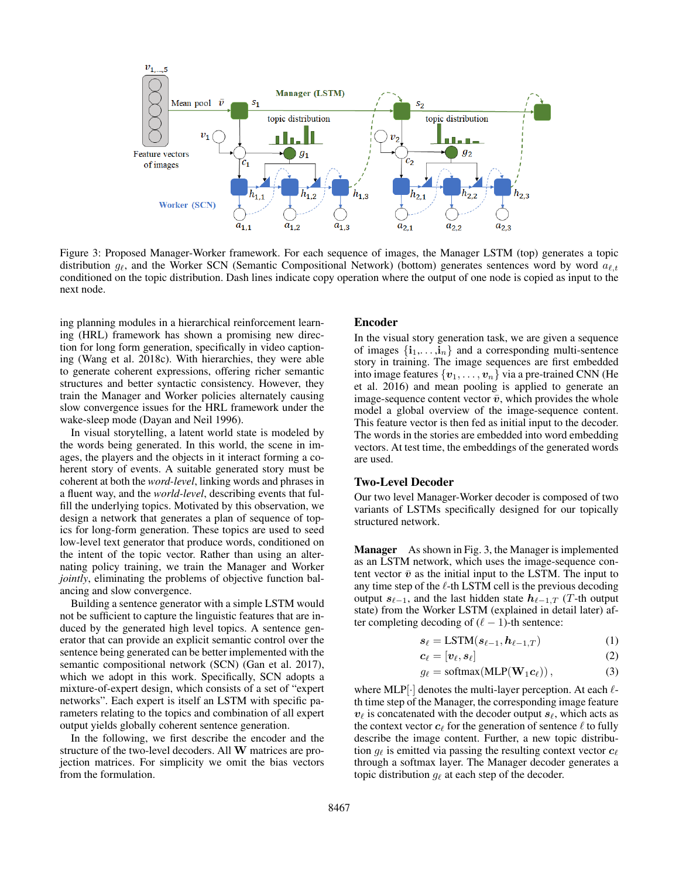Figure 3: Proposed Manager-Worker framework. For each sequence of images, the Manager LSTM (top) generates a topic distribution $g_\ell$, and the Worker SCN (Semantic Compositional Network) (bottom) generates sentences word by word $a_{\ell,t}$ conditioned on the topic distribution. Dash lines indicate copy operation where the output of one node is copied as input to the next node.

ing planning modules in a hierarchical reinforcement learning (HRL) framework has shown a promising new direction for long form generation, specifically in video captioning (Wang et al. 2018c). With hierarchies, they were able to generate coherent expressions, offering richer semantic structures and better syntactic consistency. However, they train the Manager and Worker policies alternately causing slow convergence issues for the HRL framework under the wake-sleep mode (Dayan and Neil 1996).

In visual storytelling, a latent world state is modeled by the words being generated. In this world, the scene in images, the players and the objects in it interact forming a coherent story of events. A suitable generated story must be coherent at both the *word-level*, linking words and phrases in a fluent way, and the *world-level*, describing events that fulfill the underlying topics. Motivated by this observation, we design a network that generates a plan of sequence of topics for long-form generation. These topics are used to seed low-level text generator that produce words, conditioned on the intent of the topic vector. Rather than using an alternating policy training, we train the Manager and Worker *jointly*, eliminating the problems of objective function balancing and slow convergence.

Building a sentence generator with a simple LSTM would not be sufficient to capture the linguistic features that are induced by the generated high level topics. A sentence generator that can provide an explicit semantic control over the sentence being generated can be better implemented with the semantic compositional network (SCN) (Gan et al. 2017), which we adopt in this work. Specifically, SCN adopts a mixture-of-expert design, which consists of a set of "expert networks". Each expert is itself an LSTM with specific parameters relating to the topics and combination of all expert output yields globally coherent sentence generation.

In the following, we first describe the encoder and the structure of the two-level decoders. All $\mathbf{W}$ matrices are projection matrices. For simplicity we omit the bias vectors from the formulation.

## Encoder

In the visual story generation task, we are given a sequence of images $\{\mathbf{i}_1, \ldots, \mathbf{i}_n\}$ and a corresponding multi-sentence story in training. The image sequences are first embedded into image features $\{\boldsymbol{v}_1, \ldots, \boldsymbol{v}_n\}$ via a pre-trained CNN (He et al. 2016) and mean pooling is applied to generate an image-sequence content vector $\bar{\boldsymbol{v}}$, which provides the whole model a global overview of the image-sequence content. This feature vector is then fed as initial input to the decoder. The words in the stories are embedded into word embedding vectors. At test time, the embeddings of the generated words are used.

## Two-Level Decoder

Our two level Manager-Worker decoder is composed of two variants of LSTMs specifically designed for our topically structured network.

**Manager** As shown in Fig. 3, the Manager is implemented as an LSTM network, which uses the image-sequence content vector $\bar{\boldsymbol{v}}$ as the initial input to the LSTM. The input to any time step of the $\ell$-th LSTM cell is the previous decoding output $\boldsymbol{s}_{\ell-1}$, and the last hidden state $\boldsymbol{h}_{\ell-1,T}$ ($T$-th output state) from the Worker LSTM (explained in detail later) after completing decoding of $(\ell-1)$-th sentence:

$$\boldsymbol{s}_\ell = \text{LSTM}(\boldsymbol{s}_{\ell-1}, \boldsymbol{h}_{\ell-1,T}) \tag{1}$$

$$\boldsymbol{c}_\ell = [\boldsymbol{v}_\ell, \boldsymbol{s}_\ell] \tag{2}$$

$$g_\ell = \text{softmax}(\text{MLP}(\mathbf{W}_1 \boldsymbol{c}_\ell)), \tag{3}$$

where MLP$[\cdot]$ denotes the multi-layer perception. At each $\ell$-th time step of the Manager, the corresponding image feature $\boldsymbol{v}_\ell$ is concatenated with the decoder output $\boldsymbol{s}_\ell$, which acts as the context vector $\boldsymbol{c}_\ell$ for the generation of sentence $\ell$ to fully describe the image content. Further, a new topic distribution $g_\ell$ is emitted via passing the resulting context vector $\boldsymbol{c}_\ell$ through a softmax layer. The Manager decoder generates a topic distribution $g_\ell$ at each step of the decoder.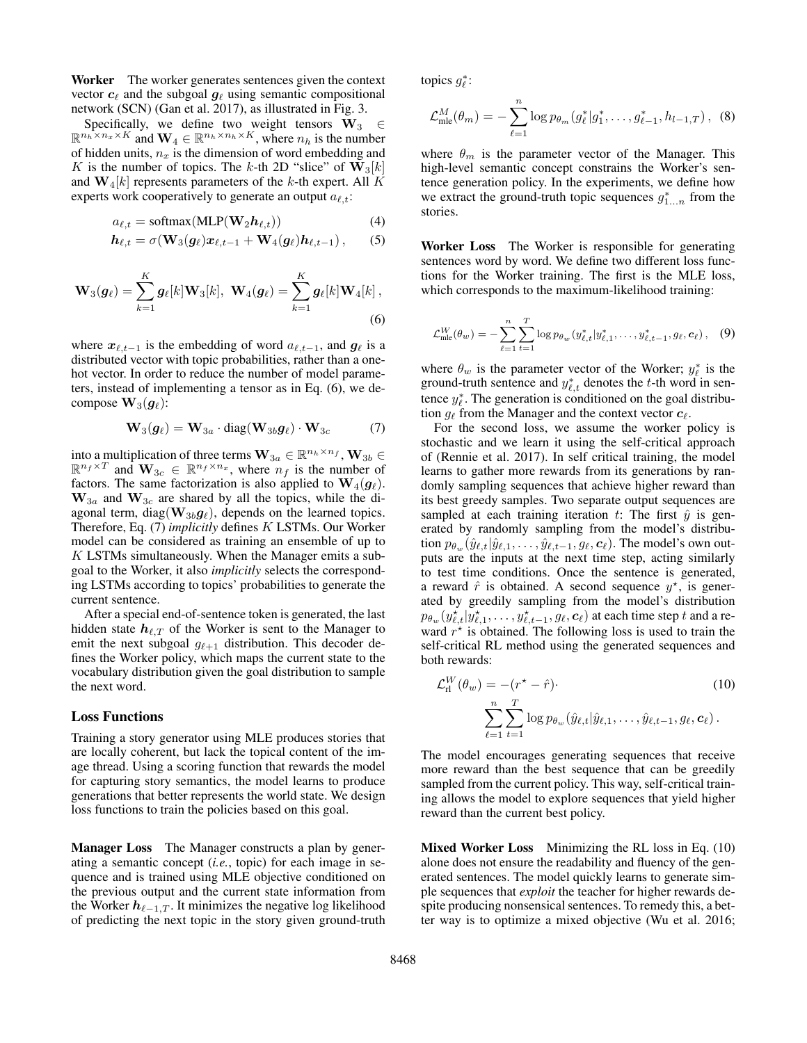**Worker** The worker generates sentences given the context vector $\boldsymbol{c}_\ell$ and the subgoal $\boldsymbol{g}_\ell$ using semantic compositional network (SCN) (Gan et al. 2017), as illustrated in Fig. 3.

Specifically, we define two weight tensors $\mathbf{W}_3 \in \mathbb{R}^{n_h \times n_x \times K}$ and $\mathbf{W}_4 \in \mathbb{R}^{n_h \times n_h \times K}$, where $n_h$ is the number of hidden units, $n_x$ is the dimension of word embedding and $K$ is the number of topics. The $k$-th 2D "slice" of $\mathbf{W}_3[k]$ and $\mathbf{W}_4[k]$ represents parameters of the $k$-th expert. All $K$ experts work cooperatively to generate an output $a_{\ell,t}$:

$$a_{\ell,t} = \text{softmax}(\text{MLP}(\mathbf{W}_2 \boldsymbol{h}_{\ell,t})) \tag{4}$$

$$\boldsymbol{h}_{\ell,t} = \sigma(\mathbf{W}_3(\boldsymbol{g}_\ell)\boldsymbol{x}_{\ell,t-1} + \mathbf{W}_4(\boldsymbol{g}_\ell)\boldsymbol{h}_{\ell,t-1}), \tag{5}$$

$$\mathbf{W}_3(\boldsymbol{g}_\ell) = \sum_{k=1}^{K} \boldsymbol{g}_\ell[k]\mathbf{W}_3[k], \ \mathbf{W}_4(\boldsymbol{g}_\ell) = \sum_{k=1}^{K} \boldsymbol{g}_\ell[k]\mathbf{W}_4[k], \tag{6}$$

where $\boldsymbol{x}_{\ell,t-1}$ is the embedding of word $a_{\ell,t-1}$, and $\boldsymbol{g}_\ell$ is a distributed vector with topic probabilities, rather than a one-hot vector. In order to reduce the number of model parameters, instead of implementing a tensor as in Eq. (6), we decompose $\mathbf{W}_3(\boldsymbol{g}_\ell)$:

$$\mathbf{W}_3(\boldsymbol{g}_\ell) = \mathbf{W}_{3a} \cdot \text{diag}(\mathbf{W}_{3b}\boldsymbol{g}_\ell) \cdot \mathbf{W}_{3c} \tag{7}$$

into a multiplication of three terms $\mathbf{W}_{3a} \in \mathbb{R}^{n_h \times n_f}$, $\mathbf{W}_{3b} \in \mathbb{R}^{n_f \times T}$ and $\mathbf{W}_{3c} \in \mathbb{R}^{n_f \times n_x}$, where $n_f$ is the number of factors. The same factorization is also applied to $\mathbf{W}_4(\boldsymbol{g}_\ell)$. $\mathbf{W}_{3a}$ and $\mathbf{W}_{3c}$ are shared by all the topics, while the diagonal term, $\text{diag}(\mathbf{W}_{3b}\boldsymbol{g}_\ell)$, depends on the learned topics. Therefore, Eq. (7) *implicitly* defines $K$ LSTMs. Our Worker model can be considered as training an ensemble of up to $K$ LSTMs simultaneously. When the Manager emits a subgoal to the Worker, it also *implicitly* selects the corresponding LSTMs according to topics' probabilities to generate the current sentence.

After a special end-of-sentence token is generated, the last hidden state $\boldsymbol{h}_{\ell,T}$ of the Worker is sent to the Manager to emit the next subgoal $g_{\ell+1}$ distribution. This decoder defines the Worker policy, which maps the current state to the vocabulary distribution given the goal distribution to sample the next word.

## Loss Functions

Training a story generator using MLE produces stories that are locally coherent, but lack the topical content of the image thread. Using a scoring function that rewards the model for capturing story semantics, the model learns to produce generations that better represents the world state. We design loss functions to train the policies based on this goal.

**Manager Loss** The Manager constructs a plan by generating a semantic concept (*i.e.*, topic) for each image in sequence and is trained using MLE objective conditioned on the previous output and the current state information from the Worker $\boldsymbol{h}_{\ell-1,T}$. It minimizes the negative log likelihood of predicting the next topic in the story given ground-truth topics $g_\ell^*$:

$$\mathcal{L}^M_{\text{mle}}(\theta_m) = -\sum_{\ell=1}^{n} \log p_{\theta_m}(g_\ell^* | g_1^*, \ldots, g_{\ell-1}^*, h_{l-1,T}), \tag{8}$$

where $\theta_m$ is the parameter vector of the Manager. This high-level semantic concept constrains the Worker's sentence generation policy. In the experiments, we define how we extract the ground-truth topic sequences $g^*_{1\ldots n}$ from the stories.

**Worker Loss** The Worker is responsible for generating sentences word by word. We define two different loss functions for the Worker training. The first is the MLE loss, which corresponds to the maximum-likelihood training:

$$\mathcal{L}^W_{\text{mle}}(\theta_w) = -\sum_{\ell=1}^{n}\sum_{t=1}^{T} \log p_{\theta_w}(y^*_{\ell,t} | y^*_{\ell,1}, \ldots, y^*_{\ell,t-1}, g_\ell, \boldsymbol{c}_\ell), \tag{9}$$

where $\theta_w$ is the parameter vector of the Worker; $y_\ell^*$ is the ground-truth sentence and $y^*_{\ell,t}$ denotes the $t$-th word in sentence $y_\ell^*$. The generation is conditioned on the goal distribution $g_\ell$ from the Manager and the context vector $\boldsymbol{c}_\ell$.

For the second loss, we assume the worker policy is stochastic and we learn it using the self-critical approach of (Rennie et al. 2017). In self critical training, the model learns to gather more rewards from its generations by randomly sampling sequences that achieve higher reward than its best greedy samples. Two separate output sequences are sampled at each training iteration $t$: The first $\hat{y}$ is generated by randomly sampling from the model's distribution $p_{\theta_w}(\hat{y}_{\ell,t}|\hat{y}_{\ell,1}, \ldots, \hat{y}_{\ell,t-1}, g_\ell, \boldsymbol{c}_\ell)$. The model's own outputs are the inputs at the next time step, acting similarly to test time conditions. Once the sentence is generated, a reward $\hat{r}$ is obtained. A second sequence $y^\star$, is generated by greedily sampling from the model's distribution $p_{\theta_w}(y^\star_{\ell,t}|y^\star_{\ell,1}, \ldots, y^\star_{\ell,t-1}, g_\ell, \boldsymbol{c}_\ell)$ at each time step $t$ and a reward $r^\star$ is obtained. The following loss is used to train the self-critical RL method using the generated sequences and both rewards:

$$\mathcal{L}^W_{\text{rl}}(\theta_w) = -(r^\star - \hat{r}) \cdot \sum_{\ell=1}^{n}\sum_{t=1}^{T} \log p_{\theta_w}(\hat{y}_{\ell,t}|\hat{y}_{\ell,1}, \ldots, \hat{y}_{\ell,t-1}, g_\ell, \boldsymbol{c}_\ell). \tag{10}$$

The model encourages generating sequences that receive more reward than the best sequence that can be greedily sampled from the current policy. This way, self-critical training allows the model to explore sequences that yield higher reward than the current best policy.

**Mixed Worker Loss** Minimizing the RL loss in Eq. (10) alone does not ensure the readability and fluency of the generated sentences. The model quickly learns to generate simple sequences that *exploit* the teacher for higher rewards despite producing nonsensical sentences. To remedy this, a better way is to optimize a mixed objective (Wu et al. 2016;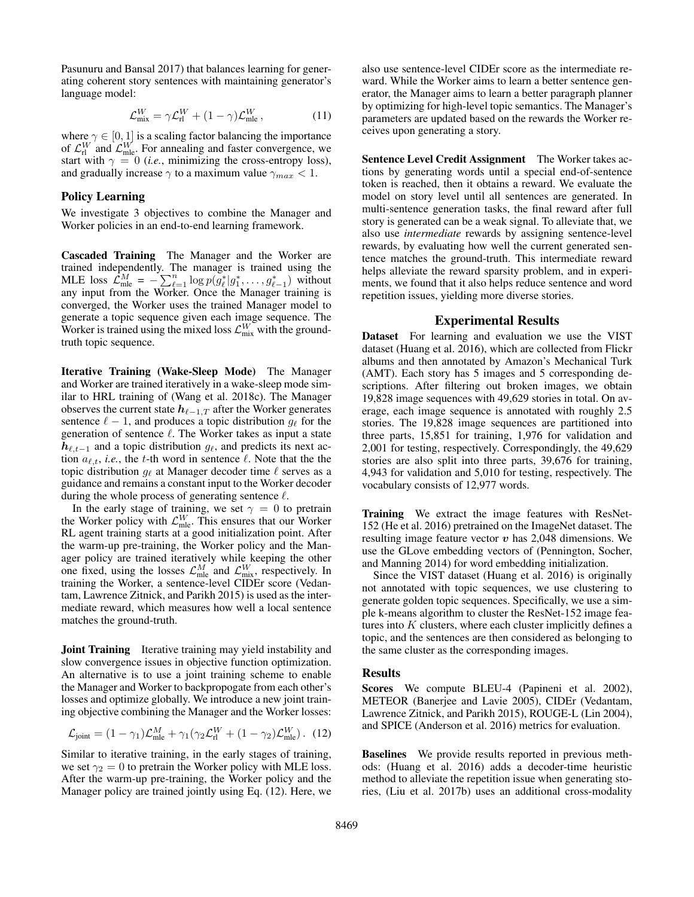Pasunuru and Bansal 2017) that balances learning for generating coherent story sentences with maintaining generator's language model:

$$\mathcal{L}_{\text{mix}}^{W} = \gamma \mathcal{L}_{\text{rl}}^{W} + (1-\gamma)\mathcal{L}_{\text{mle}}^{W}\,, \tag{11}$$

where $\gamma \in [0, 1]$ is a scaling factor balancing the importance of $\mathcal{L}_{\text{rl}}^{W}$ and $\mathcal{L}_{\text{mle}}^{W}$. For annealing and faster convergence, we start with $\gamma = 0$ (*i.e.*, minimizing the cross-entropy loss), and gradually increase $\gamma$ to a maximum value $\gamma_{max} < 1$.

## Policy Learning

We investigate 3 objectives to combine the Manager and Worker policies in an end-to-end learning framework.

**Cascaded Training** The Manager and the Worker are trained independently. The manager is trained using the MLE loss $\mathcal{L}_{\text{mle}}^{M} = -\sum_{\ell=1}^{n} \log p(g_\ell^*|g_1^*, \ldots, g_{\ell-1}^*)$ without any input from the Worker. Once the Manager training is converged, the Worker uses the trained Manager model to generate a topic sequence given each image sequence. The Worker is trained using the mixed loss $\mathcal{L}_{\text{mix}}^{W}$ with the ground-truth topic sequence.

**Iterative Training (Wake-Sleep Mode)** The Manager and Worker are trained iteratively in a wake-sleep mode similar to HRL training of (Wang et al. 2018c). The Manager observes the current state $\boldsymbol{h}_{\ell-1,T}$ after the Worker generates sentence $\ell - 1$, and produces a topic distribution $g_\ell$ for the generation of sentence $\ell$. The Worker takes as input a state $\boldsymbol{h}_{\ell,t-1}$ and a topic distribution $g_\ell$, and predicts its next action $a_{\ell,t}$, *i.e.*, the $t$-th word in sentence $\ell$. Note that the the topic distribution $g_\ell$ at Manager decoder time $\ell$ serves as a guidance and remains a constant input to the Worker decoder during the whole process of generating sentence $\ell$.

In the early stage of training, we set $\gamma = 0$ to pretrain the Worker policy with $\mathcal{L}_{\text{mle}}^{W}$. This ensures that our Worker RL agent training starts at a good initialization point. After the warm-up pre-training, the Worker policy and the Manager policy are trained iteratively while keeping the other one fixed, using the losses $\mathcal{L}_{\text{mle}}^{M}$ and $\mathcal{L}_{\text{mix}}^{W}$, respectively. In training the Worker, a sentence-level CIDEr score (Vedantam, Lawrence Zitnick, and Parikh 2015) is used as the intermediate reward, which measures how well a local sentence matches the ground-truth.

**Joint Training** Iterative training may yield instability and slow convergence issues in objective function optimization. An alternative is to use a joint training scheme to enable the Manager and Worker to backpropogate from each other's losses and optimize globally. We introduce a new joint training objective combining the Manager and the Worker losses:

$$\mathcal{L}_{\text{joint}} = (1-\gamma_1)\mathcal{L}_{\text{mle}}^{M} + \gamma_1(\gamma_2 \mathcal{L}_{\text{rl}}^{W} + (1-\gamma_2)\mathcal{L}_{\text{mle}}^{W})\,. \tag{12}$$

Similar to iterative training, in the early stages of training, we set $\gamma_2 = 0$ to pretrain the Worker policy with MLE loss. After the warm-up pre-training, the Worker policy and the Manager policy are trained jointly using Eq. (12). Here, we also use sentence-level CIDEr score as the intermediate reward. While the Worker aims to learn a better sentence generator, the Manager aims to learn a better paragraph planner by optimizing for high-level topic semantics. The Manager's parameters are updated based on the rewards the Worker receives upon generating a story.

**Sentence Level Credit Assignment** The Worker takes actions by generating words until a special end-of-sentence token is reached, then it obtains a reward. We evaluate the model on story level until all sentences are generated. In multi-sentence generation tasks, the final reward after full story is generated can be a weak signal. To alleviate that, we also use *intermediate* rewards by assigning sentence-level rewards, by evaluating how well the current generated sentence matches the ground-truth. This intermediate reward helps alleviate the reward sparsity problem, and in experiments, we found that it also helps reduce sentence and word repetition issues, yielding more diverse stories.

# Experimental Results

**Dataset** For learning and evaluation we use the VIST dataset (Huang et al. 2016), which are collected from Flickr albums and then annotated by Amazon's Mechanical Turk (AMT). Each story has 5 images and 5 corresponding descriptions. After filtering out broken images, we obtain 19,828 image sequences with 49,629 stories in total. On average, each image sequence is annotated with roughly 2.5 stories. The 19,828 image sequences are partitioned into three parts, 15,851 for training, 1,976 for validation and 2,001 for testing, respectively. Correspondingly, the 49,629 stories are also split into three parts, 39,676 for training, 4,943 for validation and 5,010 for testing, respectively. The vocabulary consists of 12,977 words.

**Training** We extract the image features with ResNet-152 (He et al. 2016) pretrained on the ImageNet dataset. The resulting image feature vector $\boldsymbol{v}$ has 2,048 dimensions. We use the GLove embedding vectors of (Pennington, Socher, and Manning 2014) for word embedding initialization.

Since the VIST dataset (Huang et al. 2016) is originally not annotated with topic sequences, we use clustering to generate golden topic sequences. Specifically, we use a simple k-means algorithm to cluster the ResNet-152 image features into $K$ clusters, where each cluster implicitly defines a topic, and the sentences are then considered as belonging to the same cluster as the corresponding images.

## Results

**Scores** We compute BLEU-4 (Papineni et al. 2002), METEOR (Banerjee and Lavie 2005), CIDEr (Vedantam, Lawrence Zitnick, and Parikh 2015), ROUGE-L (Lin 2004), and SPICE (Anderson et al. 2016) metrics for evaluation.

**Baselines** We provide results reported in previous methods: (Huang et al. 2016) adds a decoder-time heuristic method to alleviate the repetition issue when generating stories, (Liu et al. 2017b) uses an additional cross-modality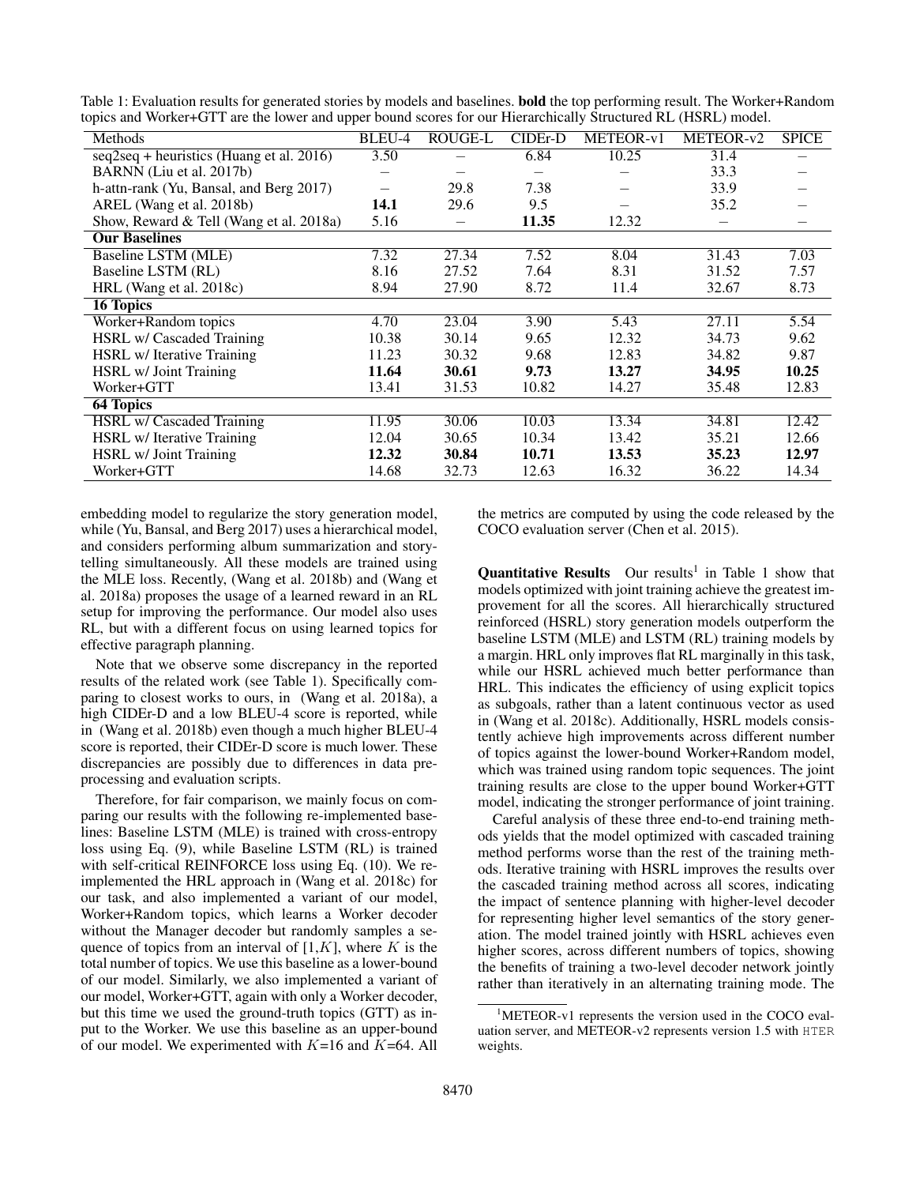Table 1: Evaluation results for generated stories by models and baselines. **bold** the top performing result. The Worker+Random topics and Worker+GTT are the lower and upper bound scores for our Hierarchically Structured RL (HSRL) model.

| Methods | BLEU-4 | ROUGE-L | CIDEr-D | METEOR-v1 | METEOR-v2 | SPICE |
|---|---|---|---|---|---|---|
| seq2seq + heuristics (Huang et al. 2016) | 3.50 | – | 6.84 | 10.25 | 31.4 | – |
| BARNN (Liu et al. 2017b) | – | – | – | – | 33.3 | – |
| h-attn-rank (Yu, Bansal, and Berg 2017) | – | 29.8 | 7.38 | – | 33.9 | – |
| AREL (Wang et al. 2018b) | **14.1** | 29.6 | 9.5 | – | 35.2 | – |
| Show, Reward & Tell (Wang et al. 2018a) | 5.16 | – | **11.35** | 12.32 | – | – |
| **Our Baselines** | | | | | | |
| Baseline LSTM (MLE) | 7.32 | 27.34 | 7.52 | 8.04 | 31.43 | 7.03 |
| Baseline LSTM (RL) | 8.16 | 27.52 | 7.64 | 8.31 | 31.52 | 7.57 |
| HRL (Wang et al. 2018c) | 8.94 | 27.90 | 8.72 | 11.4 | 32.67 | 8.73 |
| **16 Topics** | | | | | | |
| Worker+Random topics | 4.70 | 23.04 | 3.90 | 5.43 | 27.11 | 5.54 |
| HSRL w/ Cascaded Training | 10.38 | 30.14 | 9.65 | 12.32 | 34.73 | 9.62 |
| HSRL w/ Iterative Training | 11.23 | 30.32 | 9.68 | 12.83 | 34.82 | 9.87 |
| HSRL w/ Joint Training | **11.64** | **30.61** | **9.73** | **13.27** | **34.95** | **10.25** |
| Worker+GTT | 13.41 | 31.53 | 10.82 | 14.27 | 35.48 | 12.83 |
| **64 Topics** | | | | | | |
| HSRL w/ Cascaded Training | 11.95 | 30.06 | 10.03 | 13.34 | 34.81 | 12.42 |
| HSRL w/ Iterative Training | 12.04 | 30.65 | 10.34 | 13.42 | 35.21 | 12.66 |
| HSRL w/ Joint Training | **12.32** | **30.84** | **10.71** | **13.53** | **35.23** | **12.97** |
| Worker+GTT | 14.68 | 32.73 | 12.63 | 16.32 | 36.22 | 14.34 |

embedding model to regularize the story generation model, while (Yu, Bansal, and Berg 2017) uses a hierarchical model, and considers performing album summarization and storytelling simultaneously. All these models are trained using the MLE loss. Recently, (Wang et al. 2018b) and (Wang et al. 2018a) proposes the usage of a learned reward in an RL setup for improving the performance. Our model also uses RL, but with a different focus on using learned topics for effective paragraph planning.

Note that we observe some discrepancy in the reported results of the related work (see Table 1). Specifically comparing to closest works to ours, in (Wang et al. 2018a), a high CIDEr-D and a low BLEU-4 score is reported, while in (Wang et al. 2018b) even though a much higher BLEU-4 score is reported, their CIDEr-D score is much lower. These discrepancies are possibly due to differences in data preprocessing and evaluation scripts.

Therefore, for fair comparison, we mainly focus on comparing our results with the following re-implemented baselines: Baseline LSTM (MLE) is trained with cross-entropy loss using Eq. (9), while Baseline LSTM (RL) is trained with self-critical REINFORCE loss using Eq. (10). We reimplemented the HRL approach in (Wang et al. 2018c) for our task, and also implemented a variant of our model, Worker+Random topics, which learns a Worker decoder without the Manager decoder but randomly samples a sequence of topics from an interval of $[1,K]$, where $K$ is the total number of topics. We use this baseline as a lower-bound of our model. Similarly, we also implemented a variant of our model, Worker+GTT, again with only a Worker decoder, but this time we used the ground-truth topics (GTT) as input to the Worker. We use this baseline as an upper-bound of our model. We experimented with $K$=16 and $K$=64. All the metrics are computed by using the code released by the COCO evaluation server (Chen et al. 2015).

**Quantitative Results** Our results[1] in Table 1 show that models optimized with joint training achieve the greatest improvement for all the scores. All hierarchically structured reinforced (HSRL) story generation models outperform the baseline LSTM (MLE) and LSTM (RL) training models by a margin. HRL only improves flat RL marginally in this task, while our HSRL achieved much better performance than HRL. This indicates the efficiency of using explicit topics as subgoals, rather than a latent continuous vector as used in (Wang et al. 2018c). Additionally, HSRL models consistently achieve high improvements across different number of topics against the lower-bound Worker+Random model, which was trained using random topic sequences. The joint training results are close to the upper bound Worker+GTT model, indicating the stronger performance of joint training.

Careful analysis of these three end-to-end training methods yields that the model optimized with cascaded training method performs worse than the rest of the training methods. Iterative training with HSRL improves the results over the cascaded training method across all scores, indicating the impact of sentence planning with higher-level decoder for representing higher level semantics of the story generation. The model trained jointly with HSRL achieves even higher scores, across different numbers of topics, showing the benefits of training a two-level decoder network jointly rather than iteratively in an alternating training mode. The

[1] METEOR-v1 represents the version used in the COCO evaluation server, and METEOR-v2 represents version 1.5 with HTER weights.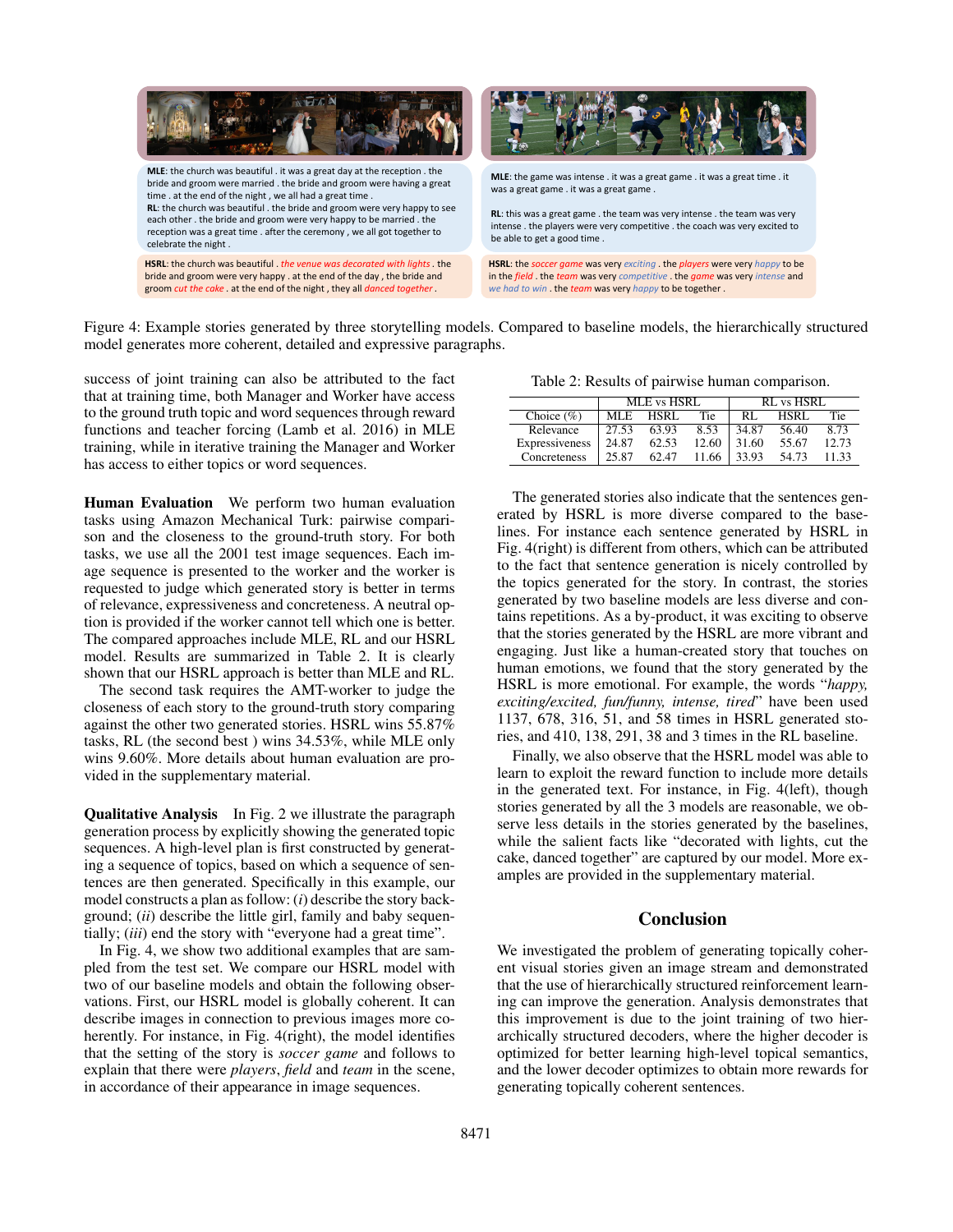**MLE**: the church was beautiful . it was a great day at the reception . the bride and groom were married . the bride and groom were having a great time . at the end of the night , we all had a great time .
**RL**: the church was beautiful . the bride and groom were very happy to see each other . the bride and groom were very happy to be married . the reception was a great time . after the ceremony , we all got together to celebrate the night .

**HSRL**: the church was beautiful . *the venue was decorated with lights* . the bride and groom were very happy . at the end of the day , the bride and groom *cut the cake* . at the end of the night , they all *danced together* .

**MLE**: the game was intense . it was a great game . it was a great time . it was a great game . it was a great game .

**RL**: this was a great game . the team was very intense . the team was very intense . the players were very competitive . the coach was very excited to be able to get a good time .

**HSRL**: the *soccer game* was very *exciting* . the *players* were very *happy* to be in the *field* . the *team* was very *competitive* . the *game* was very *intense* and *we had to win* . the *team* was very *happy* to be together .

Figure 4: Example stories generated by three storytelling models. Compared to baseline models, the hierarchically structured model generates more coherent, detailed and expressive paragraphs.

success of joint training can also be attributed to the fact that at training time, both Manager and Worker have access to the ground truth topic and word sequences through reward functions and teacher forcing (Lamb et al. 2016) in MLE training, while in iterative training the Manager and Worker has access to either topics or word sequences.

**Human Evaluation** We perform two human evaluation tasks using Amazon Mechanical Turk: pairwise comparison and the closeness to the ground-truth story. For both tasks, we use all the 2001 test image sequences. Each image sequence is presented to the worker and the worker is requested to judge which generated story is better in terms of relevance, expressiveness and concreteness. A neutral option is provided if the worker cannot tell which one is better. The compared approaches include MLE, RL and our HSRL model. Results are summarized in Table 2. It is clearly shown that our HSRL approach is better than MLE and RL.

The second task requires the AMT-worker to judge the closeness of each story to the ground-truth story comparing against the other two generated stories. HSRL wins 55.87% tasks, RL (the second best ) wins 34.53%, while MLE only wins 9.60%. More details about human evaluation are provided in the supplementary material.

**Qualitative Analysis** In Fig. 2 we illustrate the paragraph generation process by explicitly showing the generated topic sequences. A high-level plan is first constructed by generating a sequence of topics, based on which a sequence of sentences are then generated. Specifically in this example, our model constructs a plan as follow: (*i*) describe the story background; (*ii*) describe the little girl, family and baby sequentially; (*iii*) end the story with "everyone had a great time".

In Fig. 4, we show two additional examples that are sampled from the test set. We compare our HSRL model with two of our baseline models and obtain the following observations. First, our HSRL model is globally coherent. It can describe images in connection to previous images more coherently. For instance, in Fig. 4(right), the model identifies that the setting of the story is *soccer game* and follows to explain that there were *players*, *field* and *team* in the scene, in accordance of their appearance in image sequences.

Table 2: Results of pairwise human comparison.

| Choice (%) | MLE vs HSRL | | | RL vs HSRL | | |
|---|---|---|---|---|---|---|
| | MLE | HSRL | Tie | RL | HSRL | Tie |
| Relevance | 27.53 | 63.93 | 8.53 | 34.87 | 56.40 | 8.73 |
| Expressiveness | 24.87 | 62.53 | 12.60 | 31.60 | 55.67 | 12.73 |
| Concreteness | 25.87 | 62.47 | 11.66 | 33.93 | 54.73 | 11.33 |

The generated stories also indicate that the sentences generated by HSRL is more diverse compared to the baselines. For instance each sentence generated by HSRL in Fig. 4(right) is different from others, which can be attributed to the fact that sentence generation is nicely controlled by the topics generated for the story. In contrast, the stories generated by two baseline models are less diverse and contains repetitions. As a by-product, it was exciting to observe that the stories generated by the HSRL are more vibrant and engaging. Just like a human-created story that touches on human emotions, we found that the story generated by the HSRL is more emotional. For example, the words "*happy, exciting/excited, fun/funny, intense, tired*" have been used 1137, 678, 316, 51, and 58 times in HSRL generated stories, and 410, 138, 291, 38 and 3 times in the RL baseline.

Finally, we also observe that the HSRL model was able to learn to exploit the reward function to include more details in the generated text. For instance, in Fig. 4(left), though stories generated by all the 3 models are reasonable, we observe less details in the stories generated by the baselines, while the salient facts like "decorated with lights, cut the cake, danced together" are captured by our model. More examples are provided in the supplementary material.

## Conclusion

We investigated the problem of generating topically coherent visual stories given an image stream and demonstrated that the use of hierarchically structured reinforcement learning can improve the generation. Analysis demonstrates that this improvement is due to the joint training of two hierarchically structured decoders, where the higher decoder is optimized for better learning high-level topical semantics, and the lower decoder optimizes to obtain more rewards for generating topically coherent sentences.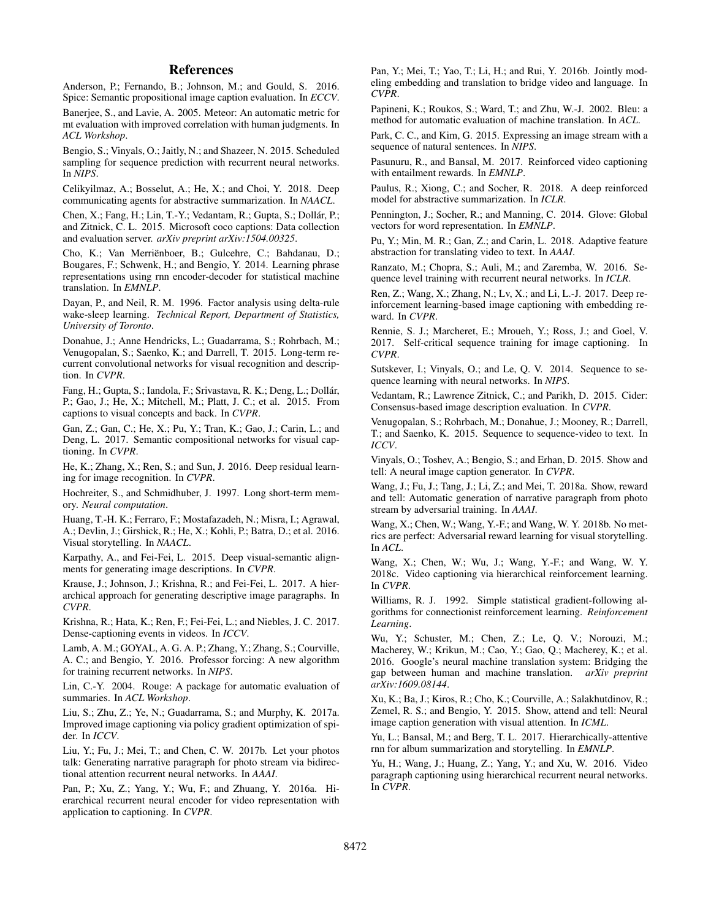## References

Anderson, P.; Fernando, B.; Johnson, M.; and Gould, S. 2016. Spice: Semantic propositional image caption evaluation. In *ECCV*.

Banerjee, S., and Lavie, A. 2005. Meteor: An automatic metric for mt evaluation with improved correlation with human judgments. In *ACL Workshop*.

Bengio, S.; Vinyals, O.; Jaitly, N.; and Shazeer, N. 2015. Scheduled sampling for sequence prediction with recurrent neural networks. In *NIPS*.

Celikyilmaz, A.; Bosselut, A.; He, X.; and Choi, Y. 2018. Deep communicating agents for abstractive summarization. In *NAACL*.

Chen, X.; Fang, H.; Lin, T.-Y.; Vedantam, R.; Gupta, S.; Dollár, P.; and Zitnick, C. L. 2015. Microsoft coco captions: Data collection and evaluation server. *arXiv preprint arXiv:1504.00325*.

Cho, K.; Van Merriënboer, B.; Gulcehre, C.; Bahdanau, D.; Bougares, F.; Schwenk, H.; and Bengio, Y. 2014. Learning phrase representations using rnn encoder-decoder for statistical machine translation. In *EMNLP*.

Dayan, P., and Neil, R. M. 1996. Factor analysis using delta-rule wake-sleep learning. *Technical Report, Department of Statistics, University of Toronto*.

Donahue, J.; Anne Hendricks, L.; Guadarrama, S.; Rohrbach, M.; Venugopalan, S.; Saenko, K.; and Darrell, T. 2015. Long-term recurrent convolutional networks for visual recognition and description. In *CVPR*.

Fang, H.; Gupta, S.; Iandola, F.; Srivastava, R. K.; Deng, L.; Dollár, P.; Gao, J.; He, X.; Mitchell, M.; Platt, J. C.; et al. 2015. From captions to visual concepts and back. In *CVPR*.

Gan, Z.; Gan, C.; He, X.; Pu, Y.; Tran, K.; Gao, J.; Carin, L.; and Deng, L. 2017. Semantic compositional networks for visual captioning. In *CVPR*.

He, K.; Zhang, X.; Ren, S.; and Sun, J. 2016. Deep residual learning for image recognition. In *CVPR*.

Hochreiter, S., and Schmidhuber, J. 1997. Long short-term memory. *Neural computation*.

Huang, T.-H. K.; Ferraro, F.; Mostafazadeh, N.; Misra, I.; Agrawal, A.; Devlin, J.; Girshick, R.; He, X.; Kohli, P.; Batra, D.; et al. 2016. Visual storytelling. In *NAACL*.

Karpathy, A., and Fei-Fei, L. 2015. Deep visual-semantic alignments for generating image descriptions. In *CVPR*.

Krause, J.; Johnson, J.; Krishna, R.; and Fei-Fei, L. 2017. A hierarchical approach for generating descriptive image paragraphs. In *CVPR*.

Krishna, R.; Hata, K.; Ren, F.; Fei-Fei, L.; and Niebles, J. C. 2017. Dense-captioning events in videos. In *ICCV*.

Lamb, A. M.; GOYAL, A. G. A. P.; Zhang, Y.; Zhang, S.; Courville, A. C.; and Bengio, Y. 2016. Professor forcing: A new algorithm for training recurrent networks. In *NIPS*.

Lin, C.-Y. 2004. Rouge: A package for automatic evaluation of summaries. In *ACL Workshop*.

Liu, S.; Zhu, Z.; Ye, N.; Guadarrama, S.; and Murphy, K. 2017a. Improved image captioning via policy gradient optimization of spider. In *ICCV*.

Liu, Y.; Fu, J.; Mei, T.; and Chen, C. W. 2017b. Let your photos talk: Generating narrative paragraph for photo stream via bidirectional attention recurrent neural networks. In *AAAI*.

Pan, P.; Xu, Z.; Yang, Y.; Wu, F.; and Zhuang, Y. 2016a. Hierarchical recurrent neural encoder for video representation with application to captioning. In *CVPR*.

Pan, Y.; Mei, T.; Yao, T.; Li, H.; and Rui, Y. 2016b. Jointly modeling embedding and translation to bridge video and language. In *CVPR*.

Papineni, K.; Roukos, S.; Ward, T.; and Zhu, W.-J. 2002. Bleu: a method for automatic evaluation of machine translation. In *ACL*.

Park, C. C., and Kim, G. 2015. Expressing an image stream with a sequence of natural sentences. In *NIPS*.

Pasunuru, R., and Bansal, M. 2017. Reinforced video captioning with entailment rewards. In *EMNLP*.

Paulus, R.; Xiong, C.; and Socher, R. 2018. A deep reinforced model for abstractive summarization. In *ICLR*.

Pennington, J.; Socher, R.; and Manning, C. 2014. Glove: Global vectors for word representation. In *EMNLP*.

Pu, Y.; Min, M. R.; Gan, Z.; and Carin, L. 2018. Adaptive feature abstraction for translating video to text. In *AAAI*.

Ranzato, M.; Chopra, S.; Auli, M.; and Zaremba, W. 2016. Sequence level training with recurrent neural networks. In *ICLR*.

Ren, Z.; Wang, X.; Zhang, N.; Lv, X.; and Li, L.-J. 2017. Deep reinforcement learning-based image captioning with embedding reward. In *CVPR*.

Rennie, S. J.; Marcheret, E.; Mroueh, Y.; Ross, J.; and Goel, V. 2017. Self-critical sequence training for image captioning. In *CVPR*.

Sutskever, I.; Vinyals, O.; and Le, Q. V. 2014. Sequence to sequence learning with neural networks. In *NIPS*.

Vedantam, R.; Lawrence Zitnick, C.; and Parikh, D. 2015. Cider: Consensus-based image description evaluation. In *CVPR*.

Venugopalan, S.; Rohrbach, M.; Donahue, J.; Mooney, R.; Darrell, T.; and Saenko, K. 2015. Sequence to sequence-video to text. In *ICCV*.

Vinyals, O.; Toshev, A.; Bengio, S.; and Erhan, D. 2015. Show and tell: A neural image caption generator. In *CVPR*.

Wang, J.; Fu, J.; Tang, J.; Li, Z.; and Mei, T. 2018a. Show, reward and tell: Automatic generation of narrative paragraph from photo stream by adversarial training. In *AAAI*.

Wang, X.; Chen, W.; Wang, Y.-F.; and Wang, W. Y. 2018b. No metrics are perfect: Adversarial reward learning for visual storytelling. In *ACL*.

Wang, X.; Chen, W.; Wu, J.; Wang, Y.-F.; and Wang, W. Y. 2018c. Video captioning via hierarchical reinforcement learning. In *CVPR*.

Williams, R. J. 1992. Simple statistical gradient-following algorithms for connectionist reinforcement learning. *Reinforcement Learning*.

Wu, Y.; Schuster, M.; Chen, Z.; Le, Q. V.; Norouzi, M.; Macherey, W.; Krikun, M.; Cao, Y.; Gao, Q.; Macherey, K.; et al. 2016. Google's neural machine translation system: Bridging the gap between human and machine translation. *arXiv preprint arXiv:1609.08144*.

Xu, K.; Ba, J.; Kiros, R.; Cho, K.; Courville, A.; Salakhutdinov, R.; Zemel, R. S.; and Bengio, Y. 2015. Show, attend and tell: Neural image caption generation with visual attention. In *ICML*.

Yu, L.; Bansal, M.; and Berg, T. L. 2017. Hierarchically-attentive rnn for album summarization and storytelling. In *EMNLP*.

Yu, H.; Wang, J.; Huang, Z.; Yang, Y.; and Xu, W. 2016. Video paragraph captioning using hierarchical recurrent neural networks. In *CVPR*.